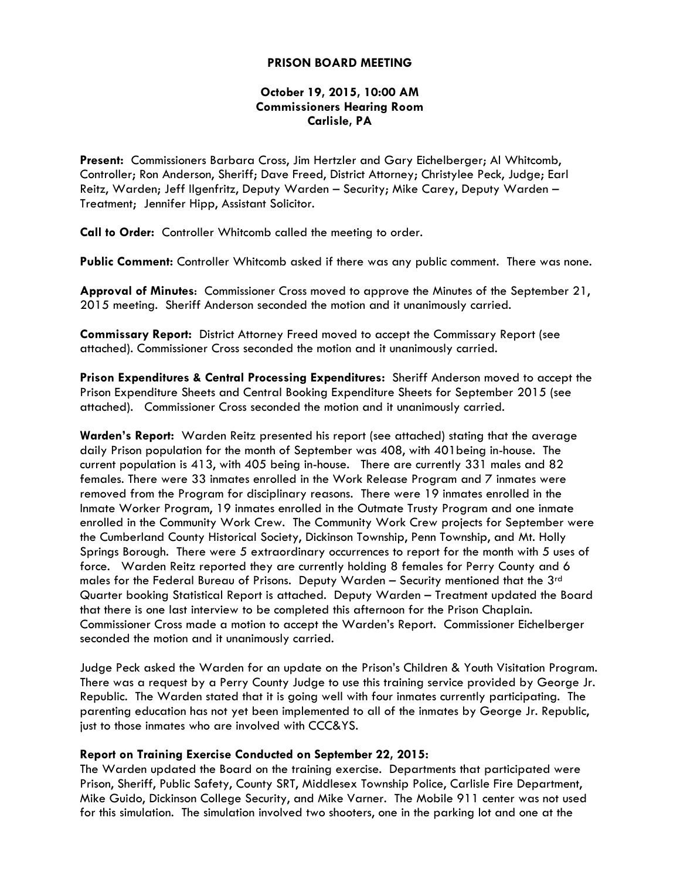# PRISON BOARD MEETING

**October 19, 2015, 10:00 AM**
**Commissioners Hearing Room**
**Carlisle, PA**

**Present:** Commissioners Barbara Cross, Jim Hertzler and Gary Eichelberger; Al Whitcomb, Controller; Ron Anderson, Sheriff; Dave Freed, District Attorney; Christylee Peck, Judge; Earl Reitz, Warden; Jeff Ilgenfritz, Deputy Warden – Security; Mike Carey, Deputy Warden – Treatment; Jennifer Hipp, Assistant Solicitor.

**Call to Order:** Controller Whitcomb called the meeting to order.

**Public Comment:** Controller Whitcomb asked if there was any public comment. There was none.

**Approval of Minutes**: Commissioner Cross moved to approve the Minutes of the September 21, 2015 meeting. Sheriff Anderson seconded the motion and it unanimously carried.

**Commissary Report:** District Attorney Freed moved to accept the Commissary Report (see attached). Commissioner Cross seconded the motion and it unanimously carried.

**Prison Expenditures & Central Processing Expenditures:** Sheriff Anderson moved to accept the Prison Expenditure Sheets and Central Booking Expenditure Sheets for September 2015 (see attached). Commissioner Cross seconded the motion and it unanimously carried.

**Warden's Report:** Warden Reitz presented his report (see attached) stating that the average daily Prison population for the month of September was 408, with 401being in-house. The current population is 413, with 405 being in-house. There are currently 331 males and 82 females. There were 33 inmates enrolled in the Work Release Program and 7 inmates were removed from the Program for disciplinary reasons. There were 19 inmates enrolled in the Inmate Worker Program, 19 inmates enrolled in the Outmate Trusty Program and one inmate enrolled in the Community Work Crew. The Community Work Crew projects for September were the Cumberland County Historical Society, Dickinson Township, Penn Township, and Mt. Holly Springs Borough. There were 5 extraordinary occurrences to report for the month with 5 uses of force. Warden Reitz reported they are currently holding 8 females for Perry County and 6 males for the Federal Bureau of Prisons. Deputy Warden – Security mentioned that the 3rd Quarter booking Statistical Report is attached. Deputy Warden – Treatment updated the Board that there is one last interview to be completed this afternoon for the Prison Chaplain. Commissioner Cross made a motion to accept the Warden's Report. Commissioner Eichelberger seconded the motion and it unanimously carried.

Judge Peck asked the Warden for an update on the Prison's Children & Youth Visitation Program. There was a request by a Perry County Judge to use this training service provided by George Jr. Republic. The Warden stated that it is going well with four inmates currently participating. The parenting education has not yet been implemented to all of the inmates by George Jr. Republic, just to those inmates who are involved with CCC&YS.

**Report on Training Exercise Conducted on September 22, 2015:**
The Warden updated the Board on the training exercise. Departments that participated were Prison, Sheriff, Public Safety, County SRT, Middlesex Township Police, Carlisle Fire Department, Mike Guido, Dickinson College Security, and Mike Varner. The Mobile 911 center was not used for this simulation. The simulation involved two shooters, one in the parking lot and one at the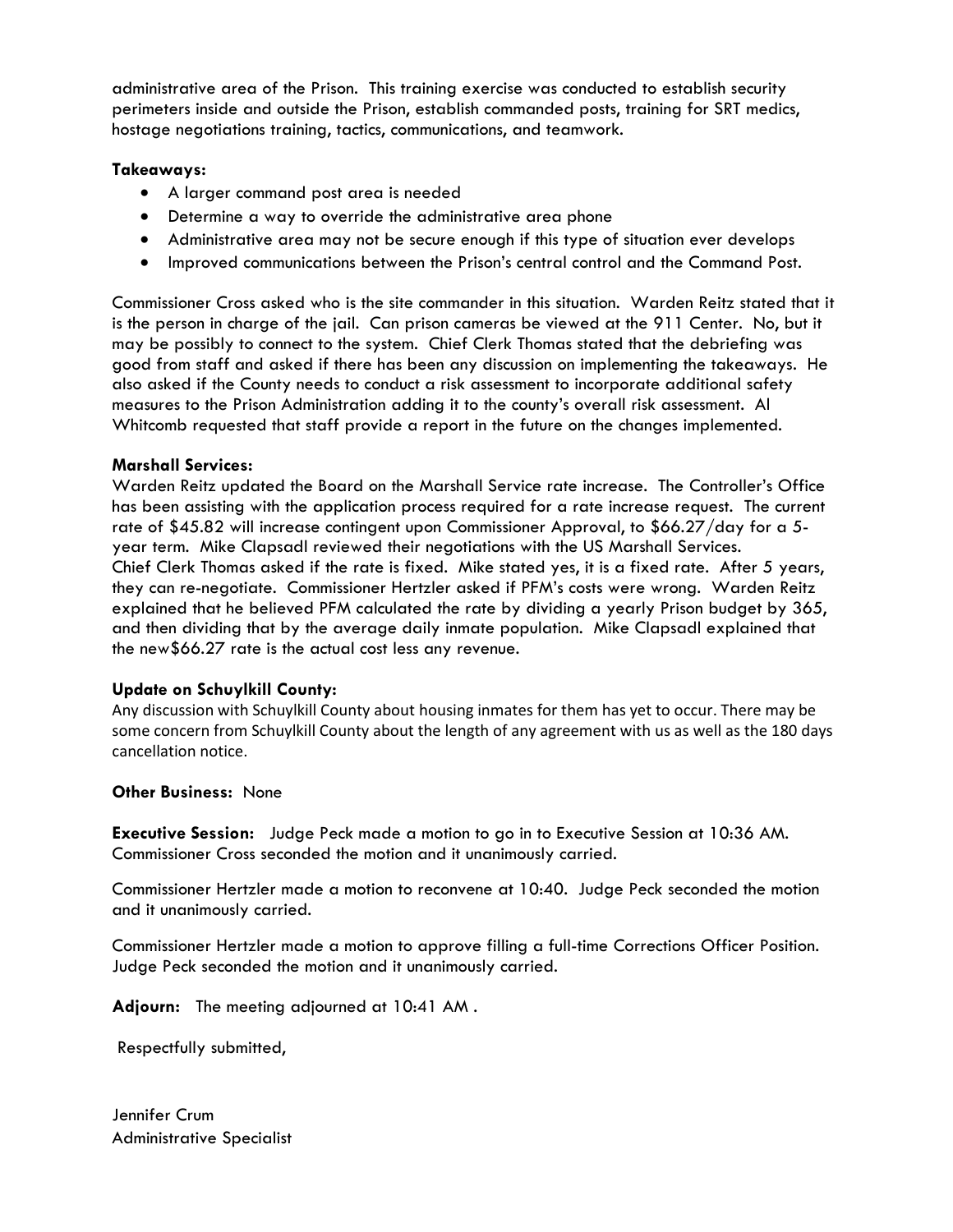administrative area of the Prison. This training exercise was conducted to establish security perimeters inside and outside the Prison, establish commanded posts, training for SRT medics, hostage negotiations training, tactics, communications, and teamwork.

**Takeaways:**

- A larger command post area is needed
- Determine a way to override the administrative area phone
- Administrative area may not be secure enough if this type of situation ever develops
- Improved communications between the Prison's central control and the Command Post.

Commissioner Cross asked who is the site commander in this situation. Warden Reitz stated that it is the person in charge of the jail. Can prison cameras be viewed at the 911 Center. No, but it may be possibly to connect to the system. Chief Clerk Thomas stated that the debriefing was good from staff and asked if there has been any discussion on implementing the takeaways. He also asked if the County needs to conduct a risk assessment to incorporate additional safety measures to the Prison Administration adding it to the county's overall risk assessment. Al Whitcomb requested that staff provide a report in the future on the changes implemented.

**Marshall Services:**
Warden Reitz updated the Board on the Marshall Service rate increase. The Controller's Office has been assisting with the application process required for a rate increase request. The current rate of $45.82 will increase contingent upon Commissioner Approval, to $66.27/day for a 5-year term. Mike Clapsadl reviewed their negotiations with the US Marshall Services.
Chief Clerk Thomas asked if the rate is fixed. Mike stated yes, it is a fixed rate. After 5 years, they can re-negotiate. Commissioner Hertzler asked if PFM's costs were wrong. Warden Reitz explained that he believed PFM calculated the rate by dividing a yearly Prison budget by 365, and then dividing that by the average daily inmate population. Mike Clapsadl explained that the new$66.27 rate is the actual cost less any revenue.

**Update on Schuylkill County:**
Any discussion with Schuylkill County about housing inmates for them has yet to occur. There may be some concern from Schuylkill County about the length of any agreement with us as well as the 180 days cancellation notice.

**Other Business:** None

**Executive Session:** Judge Peck made a motion to go in to Executive Session at 10:36 AM. Commissioner Cross seconded the motion and it unanimously carried.

Commissioner Hertzler made a motion to reconvene at 10:40. Judge Peck seconded the motion and it unanimously carried.

Commissioner Hertzler made a motion to approve filling a full-time Corrections Officer Position. Judge Peck seconded the motion and it unanimously carried.

**Adjourn:** The meeting adjourned at 10:41 AM .

Respectfully submitted,

Jennifer Crum
Administrative Specialist